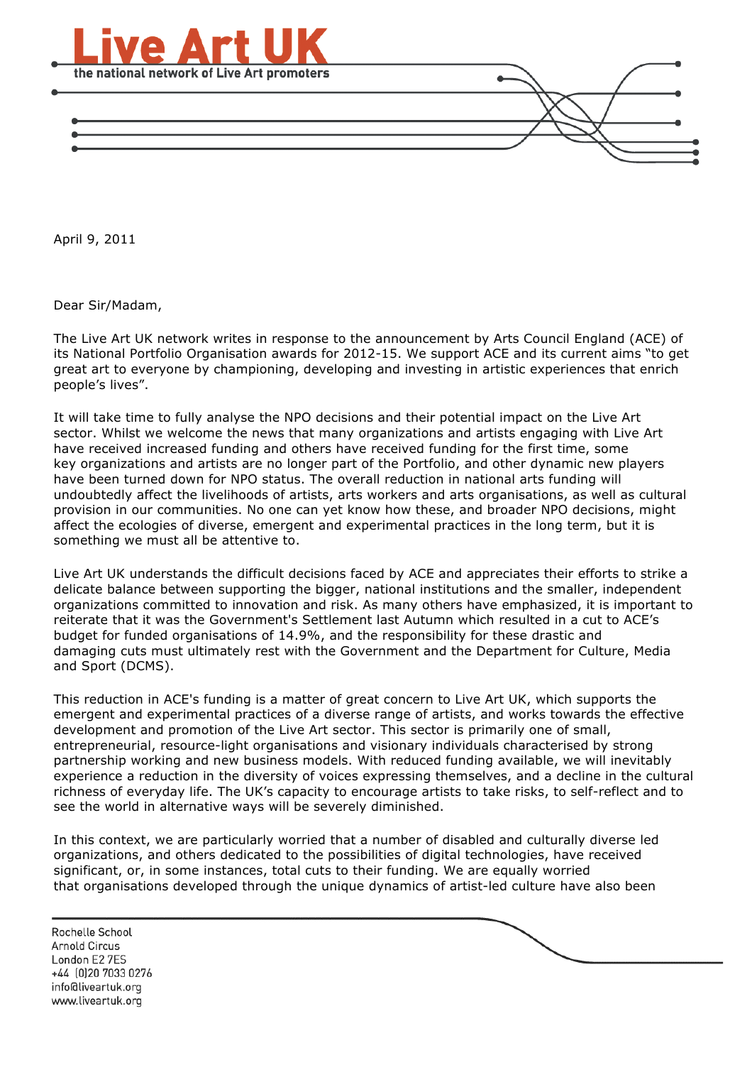# Live Art UK

the national network of Live Art promoters

April 9, 2011

Dear Sir/Madam,

The Live Art UK network writes in response to the announcement by Arts Council England (ACE) of its National Portfolio Organisation awards for 2012-15. We support ACE and its current aims "to get great art to everyone by championing, developing and investing in artistic experiences that enrich people's lives".

It will take time to fully analyse the NPO decisions and their potential impact on the Live Art sector. Whilst we welcome the news that many organizations and artists engaging with Live Art have received increased funding and others have received funding for the first time, some key organizations and artists are no longer part of the Portfolio, and other dynamic new players have been turned down for NPO status. The overall reduction in national arts funding will undoubtedly affect the livelihoods of artists, arts workers and arts organisations, as well as cultural provision in our communities. No one can yet know how these, and broader NPO decisions, might affect the ecologies of diverse, emergent and experimental practices in the long term, but it is something we must all be attentive to.

Live Art UK understands the difficult decisions faced by ACE and appreciates their efforts to strike a delicate balance between supporting the bigger, national institutions and the smaller, independent organizations committed to innovation and risk. As many others have emphasized, it is important to reiterate that it was the Government's Settlement last Autumn which resulted in a cut to ACE's budget for funded organisations of 14.9%, and the responsibility for these drastic and damaging cuts must ultimately rest with the Government and the Department for Culture, Media and Sport (DCMS).

This reduction in ACE's funding is a matter of great concern to Live Art UK, which supports the emergent and experimental practices of a diverse range of artists, and works towards the effective development and promotion of the Live Art sector. This sector is primarily one of small, entrepreneurial, resource-light organisations and visionary individuals characterised by strong partnership working and new business models. With reduced funding available, we will inevitably experience a reduction in the diversity of voices expressing themselves, and a decline in the cultural richness of everyday life. The UK's capacity to encourage artists to take risks, to self-reflect and to see the world in alternative ways will be severely diminished.

In this context, we are particularly worried that a number of disabled and culturally diverse led organizations, and others dedicated to the possibilities of digital technologies, have received significant, or, in some instances, total cuts to their funding. We are equally worried that organisations developed through the unique dynamics of artist-led culture have also been

Rochelle School
Arnold Circus
London E2 7ES
+44 (0)20 7033 0276
info@liveartuk.org
www.liveartuk.org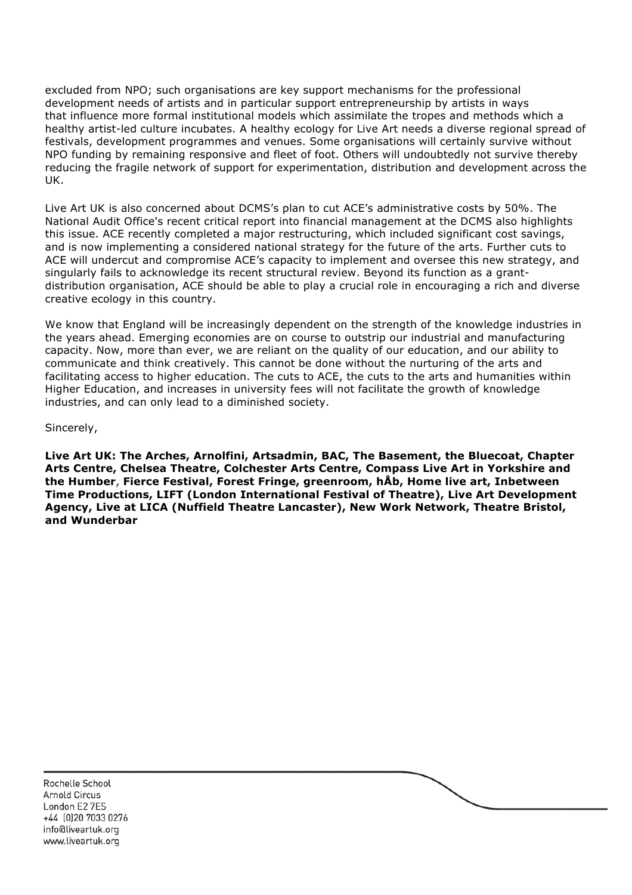excluded from NPO; such organisations are key support mechanisms for the professional development needs of artists and in particular support entrepreneurship by artists in ways that influence more formal institutional models which assimilate the tropes and methods which a healthy artist-led culture incubates. A healthy ecology for Live Art needs a diverse regional spread of festivals, development programmes and venues. Some organisations will certainly survive without NPO funding by remaining responsive and fleet of foot. Others will undoubtedly not survive thereby reducing the fragile network of support for experimentation, distribution and development across the UK.

Live Art UK is also concerned about DCMS's plan to cut ACE's administrative costs by 50%. The National Audit Office's recent critical report into financial management at the DCMS also highlights this issue. ACE recently completed a major restructuring, which included significant cost savings, and is now implementing a considered national strategy for the future of the arts. Further cuts to ACE will undercut and compromise ACE's capacity to implement and oversee this new strategy, and singularly fails to acknowledge its recent structural review. Beyond its function as a grant-distribution organisation, ACE should be able to play a crucial role in encouraging a rich and diverse creative ecology in this country.

We know that England will be increasingly dependent on the strength of the knowledge industries in the years ahead. Emerging economies are on course to outstrip our industrial and manufacturing capacity. Now, more than ever, we are reliant on the quality of our education, and our ability to communicate and think creatively. This cannot be done without the nurturing of the arts and facilitating access to higher education. The cuts to ACE, the cuts to the arts and humanities within Higher Education, and increases in university fees will not facilitate the growth of knowledge industries, and can only lead to a diminished society.

Sincerely,

**Live Art UK: The Arches, Arnolfini, Artsadmin, BAC, The Basement, the Bluecoat, Chapter Arts Centre, Chelsea Theatre, Colchester Arts Centre, Compass Live Art in Yorkshire and the Humber, Fierce Festival, Forest Fringe, greenroom, hÅb, Home live art, Inbetween Time Productions, LIFT (London International Festival of Theatre), Live Art Development Agency, Live at LICA (Nuffield Theatre Lancaster), New Work Network, Theatre Bristol, and Wunderbar**

Rochelle School
Arnold Circus
London E2 7ES
+44 (0)20 7033 0276
info@liveartuk.org
www.liveartuk.org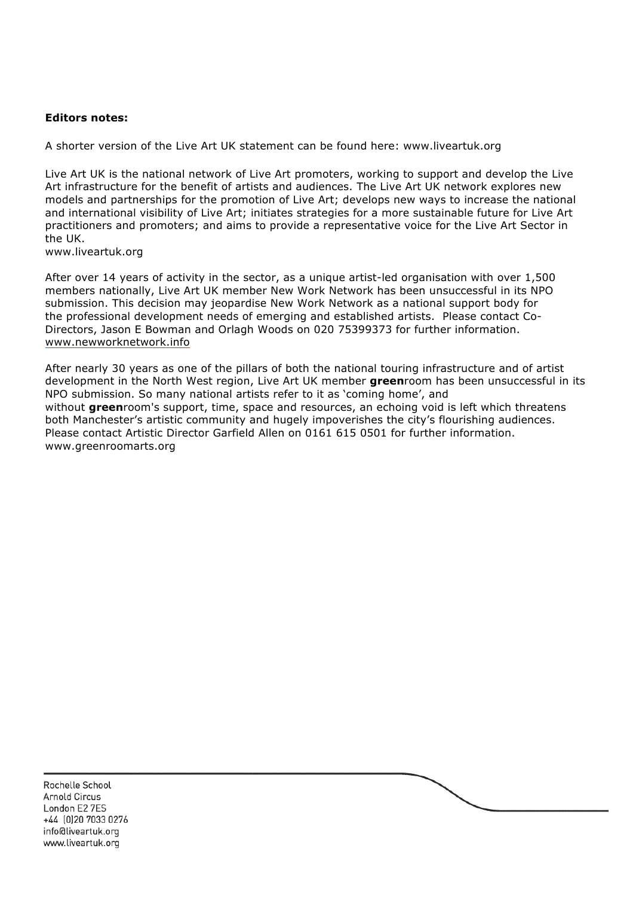**Editors notes:**

A shorter version of the Live Art UK statement can be found here: www.liveartuk.org

Live Art UK is the national network of Live Art promoters, working to support and develop the Live Art infrastructure for the benefit of artists and audiences. The Live Art UK network explores new models and partnerships for the promotion of Live Art; develops new ways to increase the national and international visibility of Live Art; initiates strategies for a more sustainable future for Live Art practitioners and promoters; and aims to provide a representative voice for the Live Art Sector in the UK.
www.liveartuk.org

After over 14 years of activity in the sector, as a unique artist-led organisation with over 1,500 members nationally, Live Art UK member New Work Network has been unsuccessful in its NPO submission. This decision may jeopardise New Work Network as a national support body for the professional development needs of emerging and established artists. Please contact Co-Directors, Jason E Bowman and Orlagh Woods on 020 75399373 for further information.
www.newworknetwork.info

After nearly 30 years as one of the pillars of both the national touring infrastructure and of artist development in the North West region, Live Art UK member **green**room has been unsuccessful in its NPO submission. So many national artists refer to it as 'coming home', and without **green**room's support, time, space and resources, an echoing void is left which threatens both Manchester's artistic community and hugely impoverishes the city's flourishing audiences. Please contact Artistic Director Garfield Allen on 0161 615 0501 for further information.
www.greenroomarts.org

Rochelle School
Arnold Circus
London E2 7ES
+44 (0)20 7033 0276
info@liveartuk.org
www.liveartuk.org